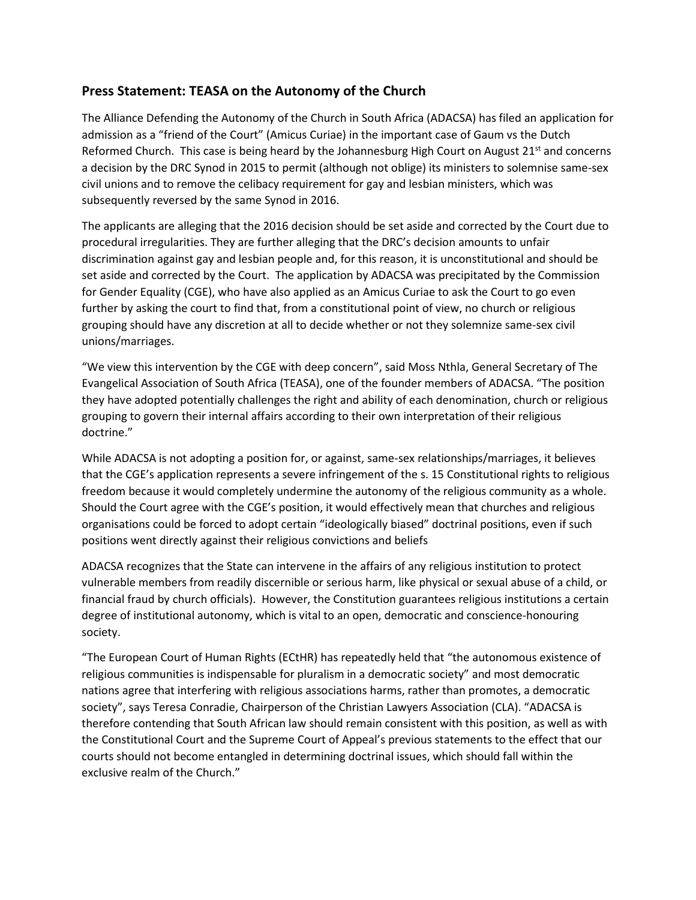## Press Statement: TEASA on the Autonomy of the Church

The Alliance Defending the Autonomy of the Church in South Africa (ADACSA) has filed an application for admission as a "friend of the Court" (Amicus Curiae) in the important case of Gaum vs the Dutch Reformed Church. This case is being heard by the Johannesburg High Court on August 21st and concerns a decision by the DRC Synod in 2015 to permit (although not oblige) its ministers to solemnise same-sex civil unions and to remove the celibacy requirement for gay and lesbian ministers, which was subsequently reversed by the same Synod in 2016.

The applicants are alleging that the 2016 decision should be set aside and corrected by the Court due to procedural irregularities. They are further alleging that the DRC's decision amounts to unfair discrimination against gay and lesbian people and, for this reason, it is unconstitutional and should be set aside and corrected by the Court. The application by ADACSA was precipitated by the Commission for Gender Equality (CGE), who have also applied as an Amicus Curiae to ask the Court to go even further by asking the court to find that, from a constitutional point of view, no church or religious grouping should have any discretion at all to decide whether or not they solemnize same-sex civil unions/marriages.

"We view this intervention by the CGE with deep concern", said Moss Nthla, General Secretary of The Evangelical Association of South Africa (TEASA), one of the founder members of ADACSA. "The position they have adopted potentially challenges the right and ability of each denomination, church or religious grouping to govern their internal affairs according to their own interpretation of their religious doctrine."

While ADACSA is not adopting a position for, or against, same-sex relationships/marriages, it believes that the CGE's application represents a severe infringement of the s. 15 Constitutional rights to religious freedom because it would completely undermine the autonomy of the religious community as a whole. Should the Court agree with the CGE's position, it would effectively mean that churches and religious organisations could be forced to adopt certain "ideologically biased" doctrinal positions, even if such positions went directly against their religious convictions and beliefs

ADACSA recognizes that the State can intervene in the affairs of any religious institution to protect vulnerable members from readily discernible or serious harm, like physical or sexual abuse of a child, or financial fraud by church officials). However, the Constitution guarantees religious institutions a certain degree of institutional autonomy, which is vital to an open, democratic and conscience-honouring society.

"The European Court of Human Rights (ECtHR) has repeatedly held that "the autonomous existence of religious communities is indispensable for pluralism in a democratic society" and most democratic nations agree that interfering with religious associations harms, rather than promotes, a democratic society", says Teresa Conradie, Chairperson of the Christian Lawyers Association (CLA). "ADACSA is therefore contending that South African law should remain consistent with this position, as well as with the Constitutional Court and the Supreme Court of Appeal's previous statements to the effect that our courts should not become entangled in determining doctrinal issues, which should fall within the exclusive realm of the Church."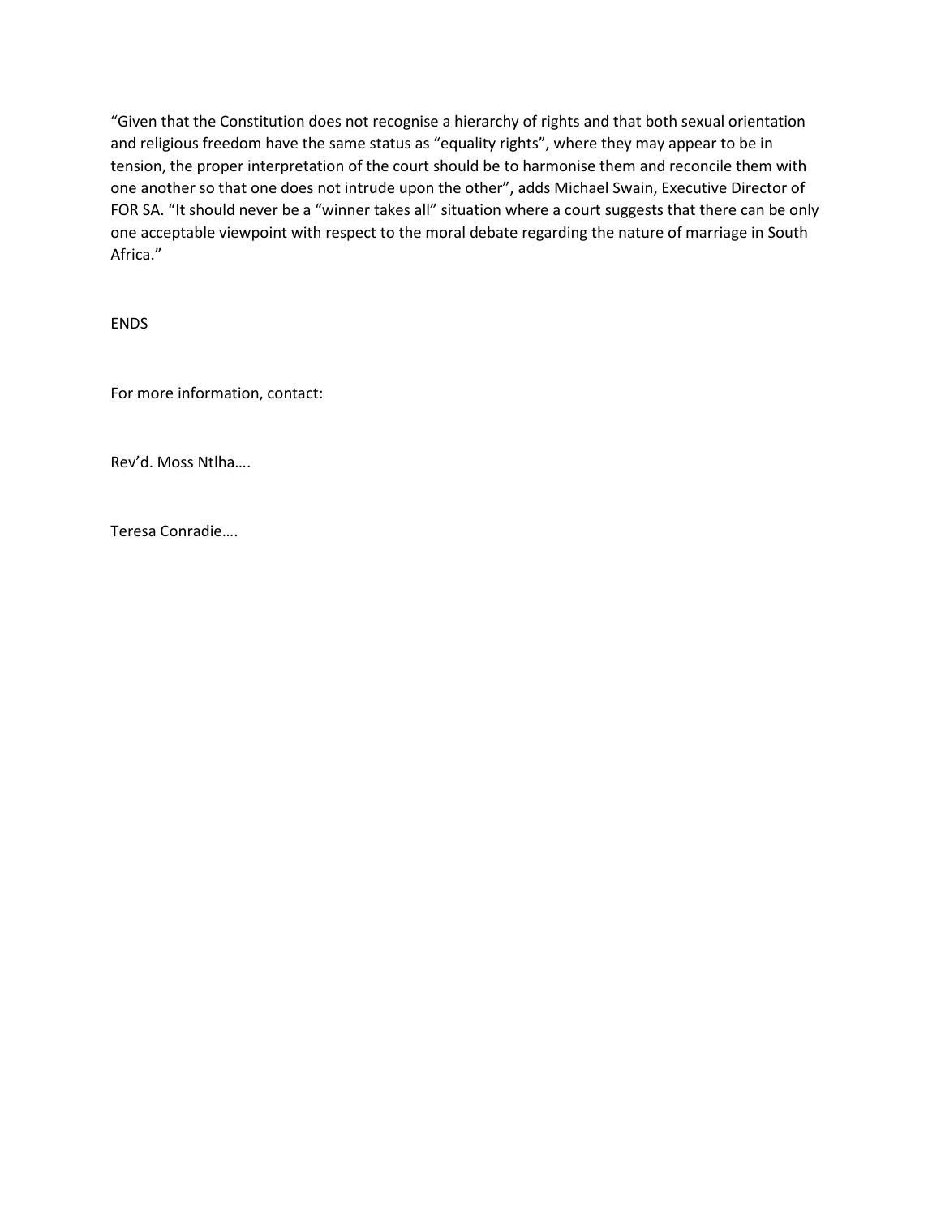"Given that the Constitution does not recognise a hierarchy of rights and that both sexual orientation and religious freedom have the same status as "equality rights", where they may appear to be in tension, the proper interpretation of the court should be to harmonise them and reconcile them with one another so that one does not intrude upon the other", adds Michael Swain, Executive Director of FOR SA. "It should never be a "winner takes all" situation where a court suggests that there can be only one acceptable viewpoint with respect to the moral debate regarding the nature of marriage in South Africa."

ENDS

For more information, contact:

Rev'd. Moss Ntlha….

Teresa Conradie….